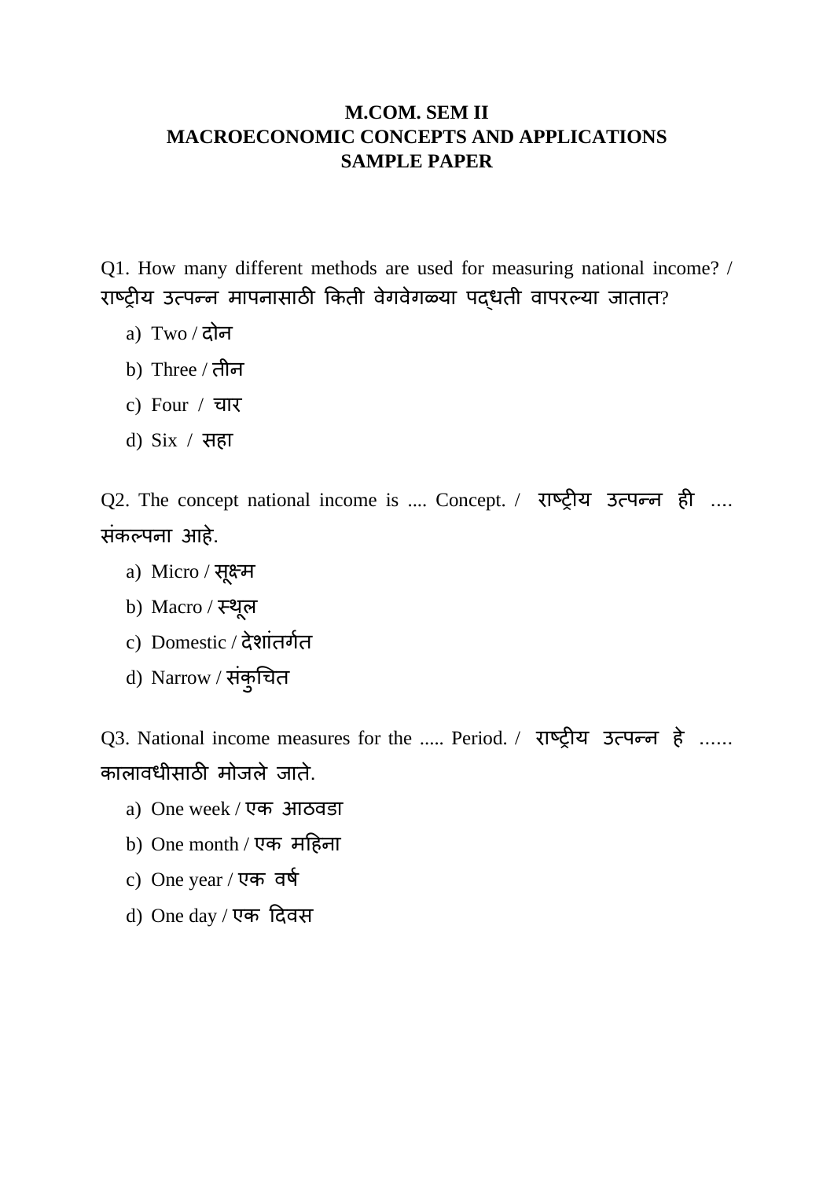**M.COM. SEM II**
**MACROECONOMIC CONCEPTS AND APPLICATIONS**
**SAMPLE PAPER**

Q1. How many different methods are used for measuring national income? / राष्ट्रीय उत्पन्न मापनासाठी किती वेगवेगळ्या पद्धती वापरल्या जातात?

a) Two / दोन
b) Three / तीन
c) Four / चार
d) Six / सहा

Q2. The concept national income is .... Concept. / राष्ट्रीय उत्पन्न ही .... संकल्पना आहे.

a) Micro / सूक्ष्म
b) Macro / स्थूल
c) Domestic / देशांतर्गत
d) Narrow / संकुचित

Q3. National income measures for the ..... Period. / राष्ट्रीय उत्पन्न हे ...... कालावधीसाठी मोजले जाते.

a) One week / एक आठवडा
b) One month / एक महिना
c) One year / एक वर्ष
d) One day / एक दिवस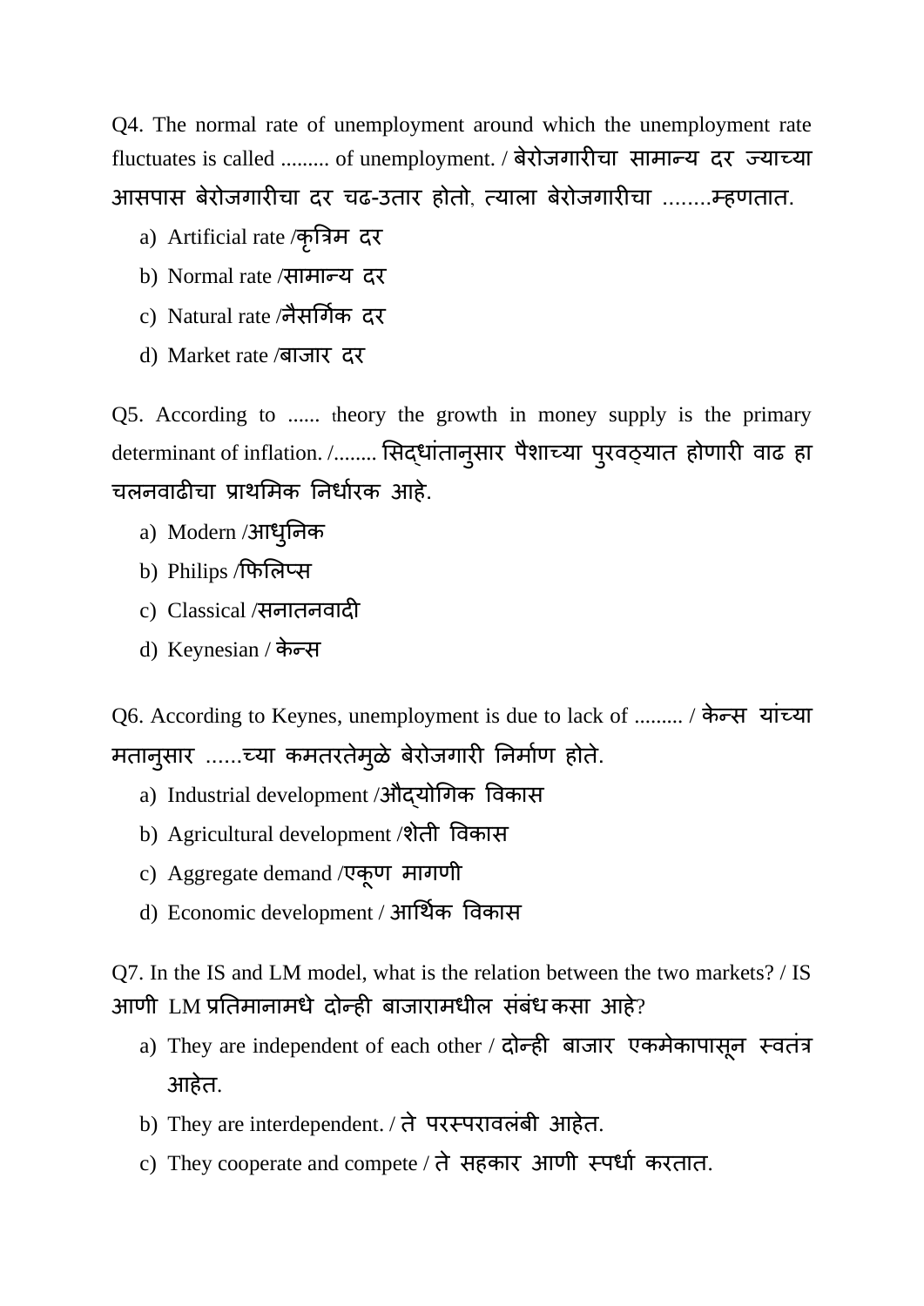Q4. The normal rate of unemployment around which the unemployment rate fluctuates is called ......... of unemployment. / बेरोजगारीचा सामान्य दर ज्याच्या आसपास बेरोजगारीचा दर चढ-उतार होतो, त्याला बेरोजगारीचा ........म्हणतात.

a) Artificial rate /कृत्रिम दर
b) Normal rate /सामान्य दर
c) Natural rate /नैसर्गिक दर
d) Market rate /बाजार दर

Q5. According to ...... theory the growth in money supply is the primary determinant of inflation. /........ सिद्धांतानुसार पैशाच्या पुरवठ्यात होणारी वाढ हा चलनवाढीचा प्राथमिक निर्धारक आहे.

a) Modern /आधुनिक
b) Philips /फिलिप्स
c) Classical /सनातनवादी
d) Keynesian / केन्स

Q6. According to Keynes, unemployment is due to lack of ......... / केन्स यांच्या मतानुसार ......च्या कमतरतेमुळे बेरोजगारी निर्माण होते.

a) Industrial development /औद्योगिक विकास
b) Agricultural development /शेती विकास
c) Aggregate demand /एकूण मागणी
d) Economic development / आर्थिक विकास

Q7. In the IS and LM model, what is the relation between the two markets? / IS आणी LM प्रतिमानामध्ये दोन्ही बाजारामधील संबंध कसा आहे?

a) They are independent of each other / दोन्ही बाजार एकमेकापासून स्वतंत्र आहेत.
b) They are interdependent. / ते परस्परावलंबी आहेत.
c) They cooperate and compete / ते सहकार आणी स्पर्धा करतात.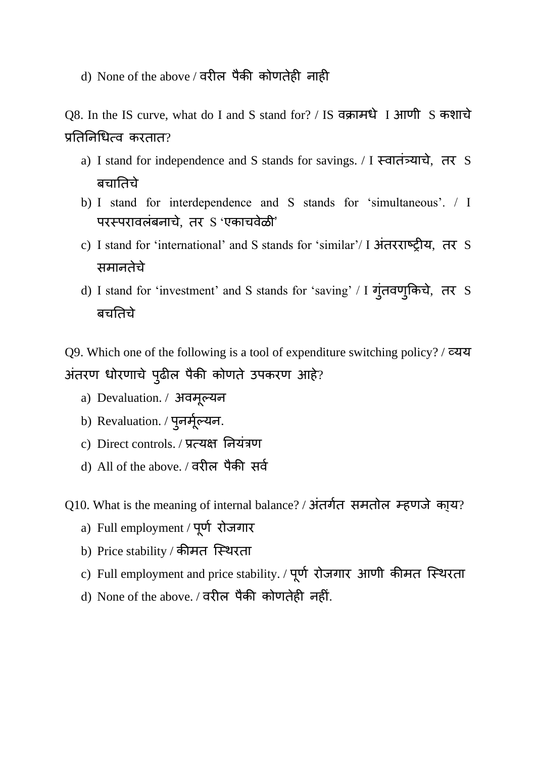d) None of the above / वरील पैकी कोणतेही नाही

Q8. In the IS curve, what do I and S stand for? / IS वक्रामधे I आणी S कशाचे प्रतिनिधित्व करतात?

a) I stand for independence and S stands for savings. / I स्वातंत्र्याचे, तर S बचातिचे
b) I stand for interdependence and S stands for 'simultaneous'. / I परस्परावलंबनाचे, तर S 'एकाचवेळी'
c) I stand for 'international' and S stands for 'similar'/ I अंतरराष्ट्रीय, तर S समानतेचे
d) I stand for 'investment' and S stands for 'saving' / I गुंतवणुकिचे, तर S बचतिचे

Q9. Which one of the following is a tool of expenditure switching policy? / व्यय अंतरण धोरणाचे पुढील पैकी कोणते उपकरण आहे?

a) Devaluation. / अवमूल्यन
b) Revaluation. / पुनर्मूल्यन.
c) Direct controls. / प्रत्यक्ष नियंत्रण
d) All of the above. / वरील पैकी सर्व

Q10. What is the meaning of internal balance? / अंतर्गत समतोल म्हणजे काय?

a) Full employment / पूर्ण रोजगार
b) Price stability / कीमत स्थिरता
c) Full employment and price stability. / पूर्ण रोजगार आणी कीमत स्थिरता
d) None of the above. / वरील पैकी कोणतेही नहीं.